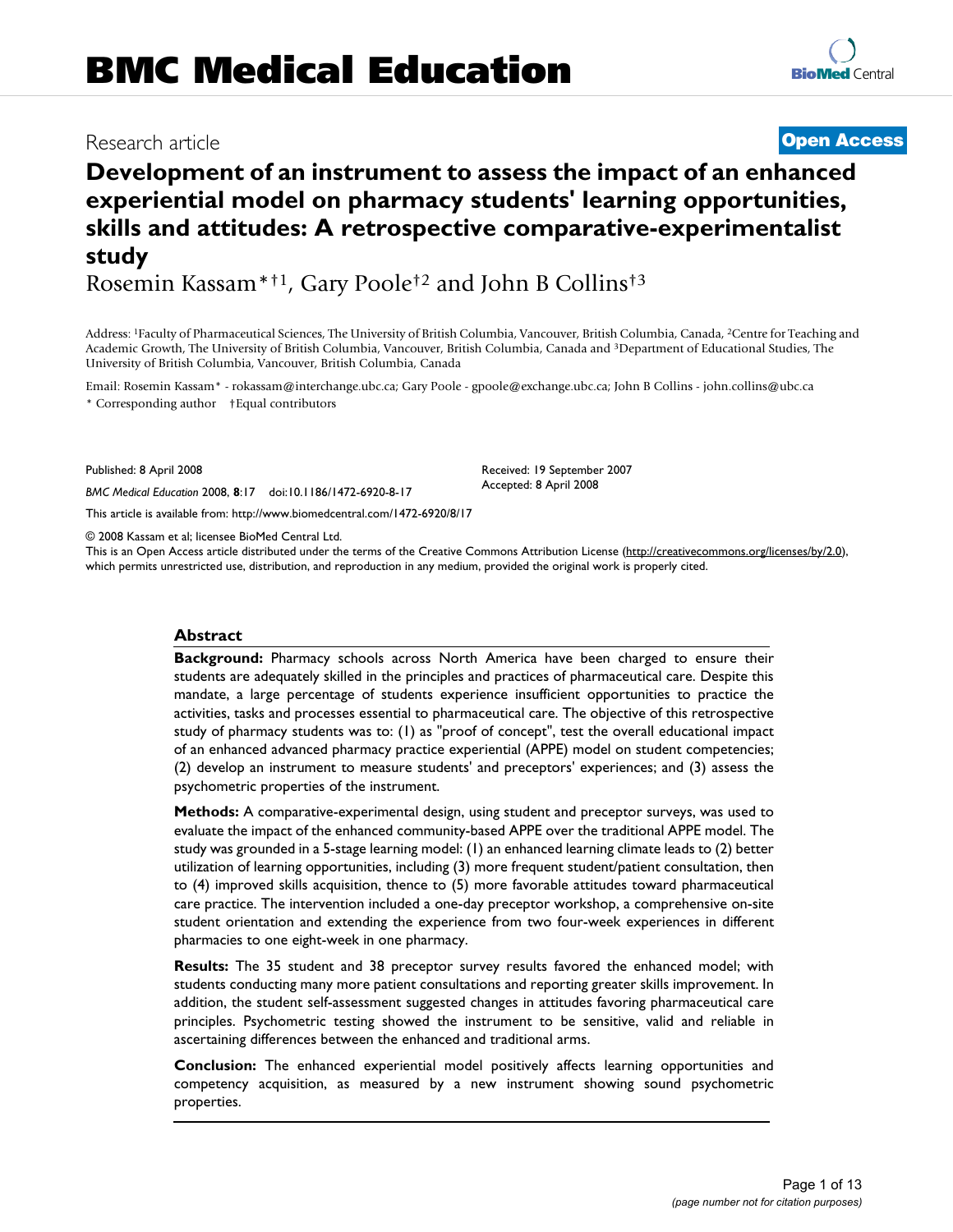# BMC Medical Education

Research article

**Open Access**

# Development of an instrument to assess the impact of an enhanced experiential model on pharmacy students' learning opportunities, skills and attitudes: A retrospective comparative-experimentalist study

Rosemin Kassam*†1, Gary Poole†2 and John B Collins†3

Address: [1]Faculty of Pharmaceutical Sciences, The University of British Columbia, Vancouver, British Columbia, Canada, [2]Centre for Teaching and Academic Growth, The University of British Columbia, Vancouver, British Columbia, Canada and [3]Department of Educational Studies, The University of British Columbia, Vancouver, British Columbia, Canada

Email: Rosemin Kassam* - rokassam@interchange.ubc.ca; Gary Poole - gpoole@exchange.ubc.ca; John B Collins - john.collins@ubc.ca

\* Corresponding author † Equal contributors

Published: 8 April 2008

*BMC Medical Education* 2008, **8**:17 doi:10.1186/1472-6920-8-17

Received: 19 September 2007
Accepted: 8 April 2008

This article is available from: http://www.biomedcentral.com/1472-6920/8/17

© 2008 Kassam et al; licensee BioMed Central Ltd.
This is an Open Access article distributed under the terms of the Creative Commons Attribution License (http://creativecommons.org/licenses/by/2.0), which permits unrestricted use, distribution, and reproduction in any medium, provided the original work is properly cited.

## Abstract

**Background:** Pharmacy schools across North America have been charged to ensure their students are adequately skilled in the principles and practices of pharmaceutical care. Despite this mandate, a large percentage of students experience insufficient opportunities to practice the activities, tasks and processes essential to pharmaceutical care. The objective of this retrospective study of pharmacy students was to: (1) as "proof of concept", test the overall educational impact of an enhanced advanced pharmacy practice experiential (APPE) model on student competencies; (2) develop an instrument to measure students' and preceptors' experiences; and (3) assess the psychometric properties of the instrument.

**Methods:** A comparative-experimental design, using student and preceptor surveys, was used to evaluate the impact of the enhanced community-based APPE over the traditional APPE model. The study was grounded in a 5-stage learning model: (1) an enhanced learning climate leads to (2) better utilization of learning opportunities, including (3) more frequent student/patient consultation, then to (4) improved skills acquisition, thence to (5) more favorable attitudes toward pharmaceutical care practice. The intervention included a one-day preceptor workshop, a comprehensive on-site student orientation and extending the experience from two four-week experiences in different pharmacies to one eight-week in one pharmacy.

**Results:** The 35 student and 38 preceptor survey results favored the enhanced model; with students conducting many more patient consultations and reporting greater skills improvement. In addition, the student self-assessment suggested changes in attitudes favoring pharmaceutical care principles. Psychometric testing showed the instrument to be sensitive, valid and reliable in ascertaining differences between the enhanced and traditional arms.

**Conclusion:** The enhanced experiential model positively affects learning opportunities and competency acquisition, as measured by a new instrument showing sound psychometric properties.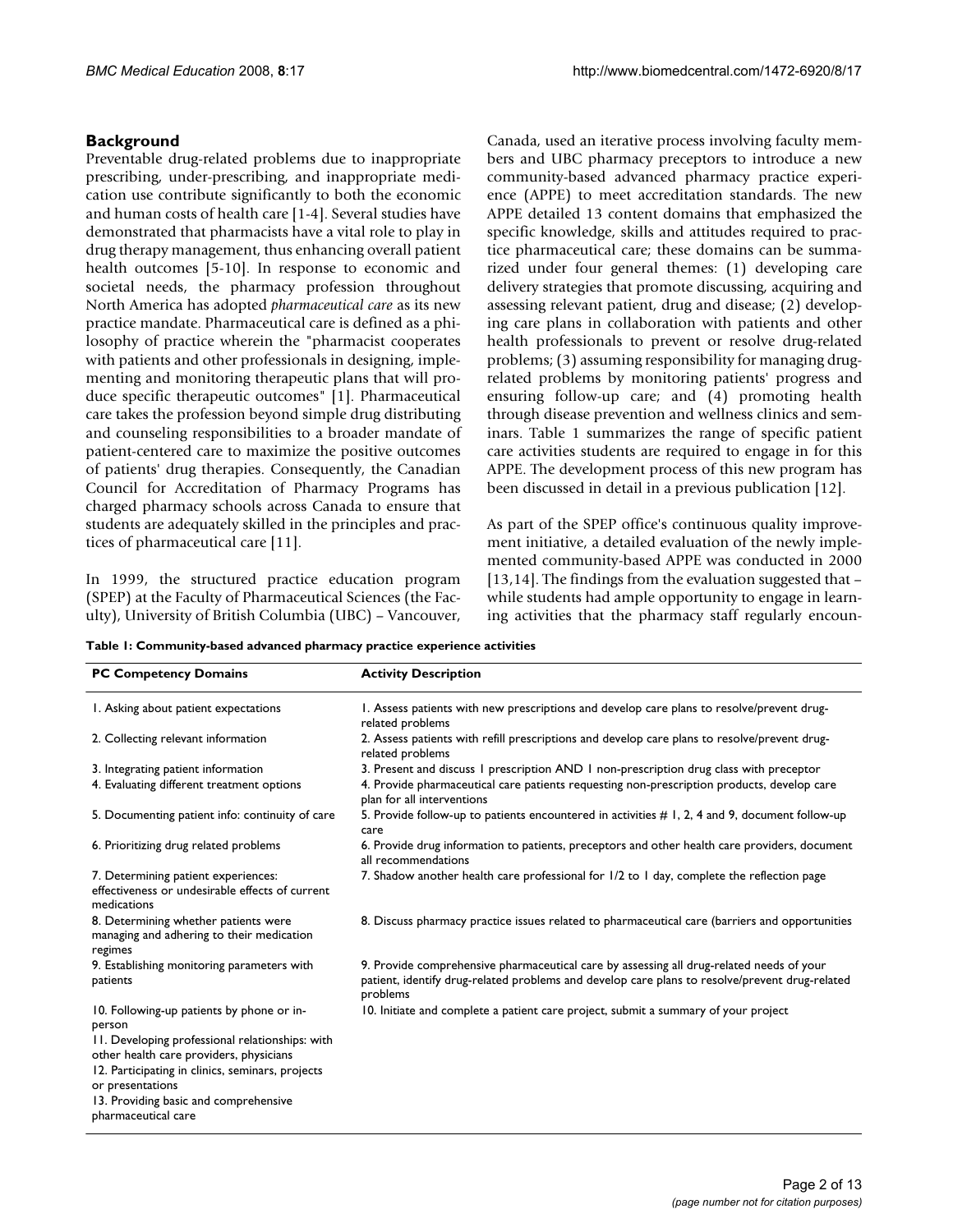## Background

Preventable drug-related problems due to inappropriate prescribing, under-prescribing, and inappropriate medication use contribute significantly to both the economic and human costs of health care [1-4]. Several studies have demonstrated that pharmacists have a vital role to play in drug therapy management, thus enhancing overall patient health outcomes [5-10]. In response to economic and societal needs, the pharmacy profession throughout North America has adopted *pharmaceutical care* as its new practice mandate. Pharmaceutical care is defined as a philosophy of practice wherein the "pharmacist cooperates with patients and other professionals in designing, implementing and monitoring therapeutic plans that will produce specific therapeutic outcomes" [1]. Pharmaceutical care takes the profession beyond simple drug distributing and counseling responsibilities to a broader mandate of patient-centered care to maximize the positive outcomes of patients' drug therapies. Consequently, the Canadian Council for Accreditation of Pharmacy Programs has charged pharmacy schools across Canada to ensure that students are adequately skilled in the principles and practices of pharmaceutical care [11].

In 1999, the structured practice education program (SPEP) at the Faculty of Pharmaceutical Sciences (the Faculty), University of British Columbia (UBC) – Vancouver, Canada, used an iterative process involving faculty members and UBC pharmacy preceptors to introduce a new community-based advanced pharmacy practice experience (APPE) to meet accreditation standards. The new APPE detailed 13 content domains that emphasized the specific knowledge, skills and attitudes required to practice pharmaceutical care; these domains can be summarized under four general themes: (1) developing care delivery strategies that promote discussing, acquiring and assessing relevant patient, drug and disease; (2) developing care plans in collaboration with patients and other health professionals to prevent or resolve drug-related problems; (3) assuming responsibility for managing drug-related problems by monitoring patients' progress and ensuring follow-up care; and (4) promoting health through disease prevention and wellness clinics and seminars. Table 1 summarizes the range of specific patient care activities students are required to engage in for this APPE. The development process of this new program has been discussed in detail in a previous publication [12].

As part of the SPEP office's continuous quality improvement initiative, a detailed evaluation of the newly implemented community-based APPE was conducted in 2000 [13,14]. The findings from the evaluation suggested that – while students had ample opportunity to engage in learning activities that the pharmacy staff regularly encoun-

**Table 1: Community-based advanced pharmacy practice experience activities**

| PC Competency Domains | Activity Description |
|---|---|
| 1. Asking about patient expectations | 1. Assess patients with new prescriptions and develop care plans to resolve/prevent drug-related problems |
| 2. Collecting relevant information | 2. Assess patients with refill prescriptions and develop care plans to resolve/prevent drug-related problems |
| 3. Integrating patient information | 3. Present and discuss 1 prescription AND 1 non-prescription drug class with preceptor |
| 4. Evaluating different treatment options | 4. Provide pharmaceutical care patients requesting non-prescription products, develop care plan for all interventions |
| 5. Documenting patient info: continuity of care | 5. Provide follow-up to patients encountered in activities # 1, 2, 4 and 9, document follow-up care |
| 6. Prioritizing drug related problems | 6. Provide drug information to patients, preceptors and other health care providers, document all recommendations |
| 7. Determining patient experiences: effectiveness or undesirable effects of current medications | 7. Shadow another health care professional for 1/2 to 1 day, complete the reflection page |
| 8. Determining whether patients were managing and adhering to their medication regimes | 8. Discuss pharmacy practice issues related to pharmaceutical care (barriers and opportunities |
| 9. Establishing monitoring parameters with patients | 9. Provide comprehensive pharmaceutical care by assessing all drug-related needs of your patient, identify drug-related problems and develop care plans to resolve/prevent drug-related problems |
| 10. Following-up patients by phone or in-person | 10. Initiate and complete a patient care project, submit a summary of your project |
| 11. Developing professional relationships: with other health care providers, physicians | |
| 12. Participating in clinics, seminars, projects or presentations | |
| 13. Providing basic and comprehensive pharmaceutical care | |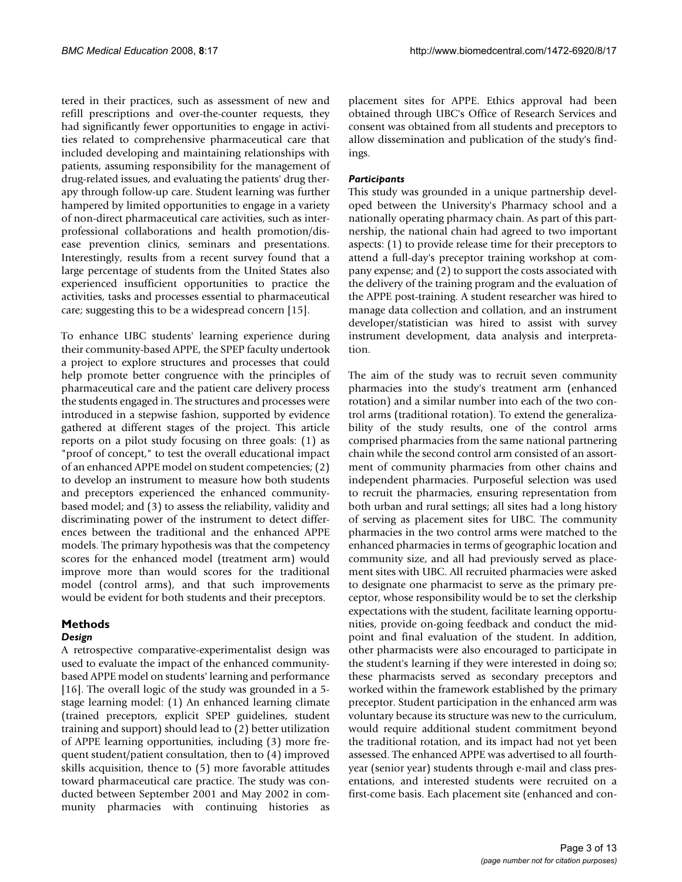tered in their practices, such as assessment of new and refill prescriptions and over-the-counter requests, they had significantly fewer opportunities to engage in activities related to comprehensive pharmaceutical care that included developing and maintaining relationships with patients, assuming responsibility for the management of drug-related issues, and evaluating the patients' drug therapy through follow-up care. Student learning was further hampered by limited opportunities to engage in a variety of non-direct pharmaceutical care activities, such as interprofessional collaborations and health promotion/disease prevention clinics, seminars and presentations. Interestingly, results from a recent survey found that a large percentage of students from the United States also experienced insufficient opportunities to practice the activities, tasks and processes essential to pharmaceutical care; suggesting this to be a widespread concern [15].

To enhance UBC students' learning experience during their community-based APPE, the SPEP faculty undertook a project to explore structures and processes that could help promote better congruence with the principles of pharmaceutical care and the patient care delivery process the students engaged in. The structures and processes were introduced in a stepwise fashion, supported by evidence gathered at different stages of the project. This article reports on a pilot study focusing on three goals: (1) as "proof of concept," to test the overall educational impact of an enhanced APPE model on student competencies; (2) to develop an instrument to measure how both students and preceptors experienced the enhanced community-based model; and (3) to assess the reliability, validity and discriminating power of the instrument to detect differences between the traditional and the enhanced APPE models. The primary hypothesis was that the competency scores for the enhanced model (treatment arm) would improve more than would scores for the traditional model (control arms), and that such improvements would be evident for both students and their preceptors.

## Methods

### *Design*

A retrospective comparative-experimentalist design was used to evaluate the impact of the enhanced community-based APPE model on students' learning and performance [16]. The overall logic of the study was grounded in a 5-stage learning model: (1) An enhanced learning climate (trained preceptors, explicit SPEP guidelines, student training and support) should lead to (2) better utilization of APPE learning opportunities, including (3) more frequent student/patient consultation, then to (4) improved skills acquisition, thence to (5) more favorable attitudes toward pharmaceutical care practice. The study was conducted between September 2001 and May 2002 in community pharmacies with continuing histories as placement sites for APPE. Ethics approval had been obtained through UBC's Office of Research Services and consent was obtained from all students and preceptors to allow dissemination and publication of the study's findings.

### *Participants*

This study was grounded in a unique partnership developed between the University's Pharmacy school and a nationally operating pharmacy chain. As part of this partnership, the national chain had agreed to two important aspects: (1) to provide release time for their preceptors to attend a full-day's preceptor training workshop at company expense; and (2) to support the costs associated with the delivery of the training program and the evaluation of the APPE post-training. A student researcher was hired to manage data collection and collation, and an instrument developer/statistician was hired to assist with survey instrument development, data analysis and interpretation.

The aim of the study was to recruit seven community pharmacies into the study's treatment arm (enhanced rotation) and a similar number into each of the two control arms (traditional rotation). To extend the generalizability of the study results, one of the control arms comprised pharmacies from the same national partnering chain while the second control arm consisted of an assortment of community pharmacies from other chains and independent pharmacies. Purposeful selection was used to recruit the pharmacies, ensuring representation from both urban and rural settings; all sites had a long history of serving as placement sites for UBC. The community pharmacies in the two control arms were matched to the enhanced pharmacies in terms of geographic location and community size, and all had previously served as placement sites with UBC. All recruited pharmacies were asked to designate one pharmacist to serve as the primary preceptor, whose responsibility would be to set the clerkship expectations with the student, facilitate learning opportunities, provide on-going feedback and conduct the midpoint and final evaluation of the student. In addition, other pharmacists were also encouraged to participate in the student's learning if they were interested in doing so; these pharmacists served as secondary preceptors and worked within the framework established by the primary preceptor. Student participation in the enhanced arm was voluntary because its structure was new to the curriculum, would require additional student commitment beyond the traditional rotation, and its impact had not yet been assessed. The enhanced APPE was advertised to all fourth-year (senior year) students through e-mail and class presentations, and interested students were recruited on a first-come basis. Each placement site (enhanced and con-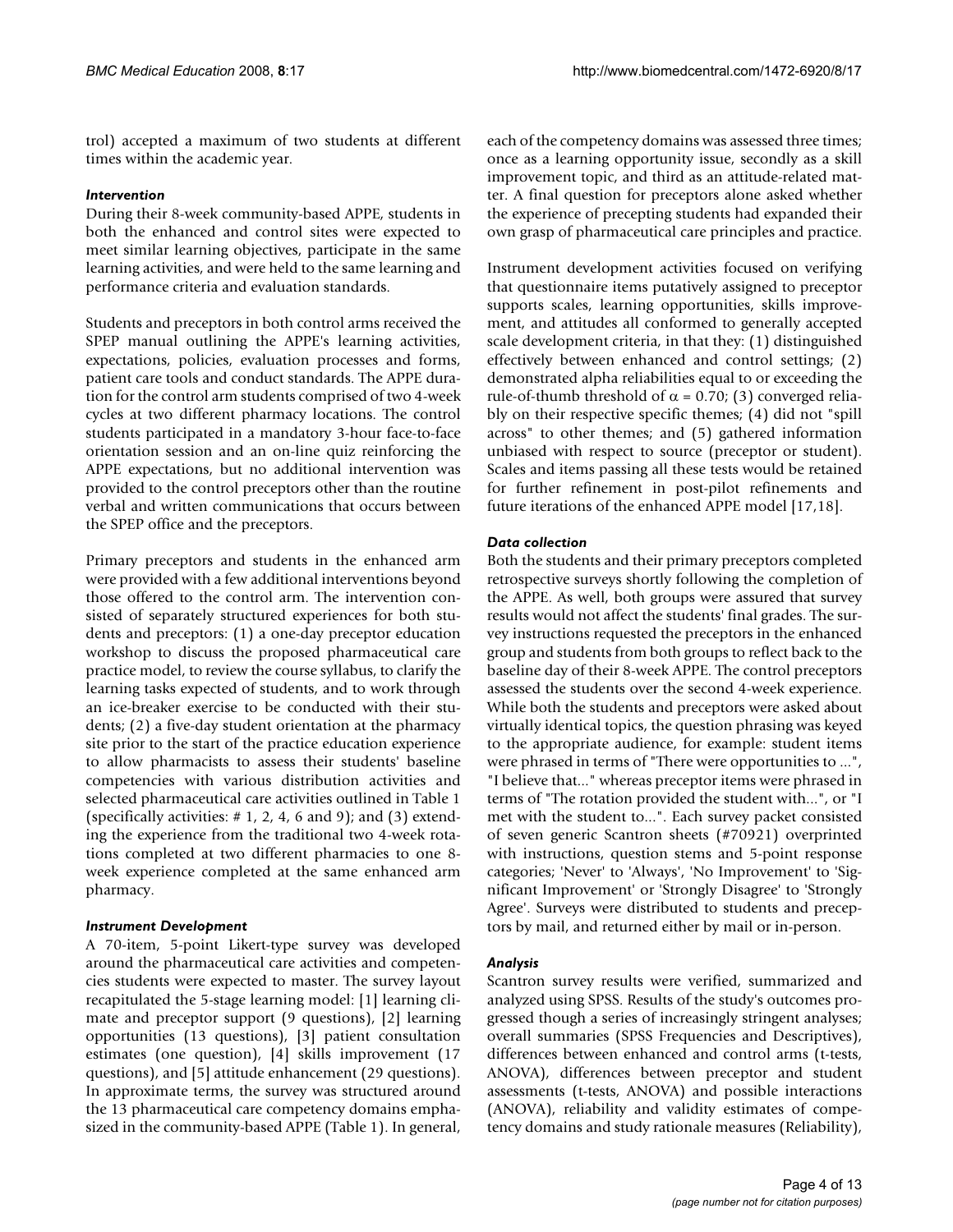trol) accepted a maximum of two students at different times within the academic year.

### *Intervention*

During their 8-week community-based APPE, students in both the enhanced and control sites were expected to meet similar learning objectives, participate in the same learning activities, and were held to the same learning and performance criteria and evaluation standards.

Students and preceptors in both control arms received the SPEP manual outlining the APPE's learning activities, expectations, policies, evaluation processes and forms, patient care tools and conduct standards. The APPE duration for the control arm students comprised of two 4-week cycles at two different pharmacy locations. The control students participated in a mandatory 3-hour face-to-face orientation session and an on-line quiz reinforcing the APPE expectations, but no additional intervention was provided to the control preceptors other than the routine verbal and written communications that occurs between the SPEP office and the preceptors.

Primary preceptors and students in the enhanced arm were provided with a few additional interventions beyond those offered to the control arm. The intervention consisted of separately structured experiences for both students and preceptors: (1) a one-day preceptor education workshop to discuss the proposed pharmaceutical care practice model, to review the course syllabus, to clarify the learning tasks expected of students, and to work through an ice-breaker exercise to be conducted with their students; (2) a five-day student orientation at the pharmacy site prior to the start of the practice education experience to allow pharmacists to assess their students' baseline competencies with various distribution activities and selected pharmaceutical care activities outlined in Table 1 (specifically activities: # 1, 2, 4, 6 and 9); and (3) extending the experience from the traditional two 4-week rotations completed at two different pharmacies to one 8-week experience completed at the same enhanced arm pharmacy.

### *Instrument Development*

A 70-item, 5-point Likert-type survey was developed around the pharmaceutical care activities and competencies students were expected to master. The survey layout recapitulated the 5-stage learning model: [1] learning climate and preceptor support (9 questions), [2] learning opportunities (13 questions), [3] patient consultation estimates (one question), [4] skills improvement (17 questions), and [5] attitude enhancement (29 questions). In approximate terms, the survey was structured around the 13 pharmaceutical care competency domains emphasized in the community-based APPE (Table 1). In general, each of the competency domains was assessed three times; once as a learning opportunity issue, secondly as a skill improvement topic, and third as an attitude-related matter. A final question for preceptors alone asked whether the experience of precepting students had expanded their own grasp of pharmaceutical care principles and practice.

Instrument development activities focused on verifying that questionnaire items putatively assigned to preceptor supports scales, learning opportunities, skills improvement, and attitudes all conformed to generally accepted scale development criteria, in that they: (1) distinguished effectively between enhanced and control settings; (2) demonstrated alpha reliabilities equal to or exceeding the rule-of-thumb threshold of $\alpha = 0.70$; (3) converged reliably on their respective specific themes; (4) did not "spill across" to other themes; and (5) gathered information unbiased with respect to source (preceptor or student). Scales and items passing all these tests would be retained for further refinement in post-pilot refinements and future iterations of the enhanced APPE model [17,18].

### *Data collection*

Both the students and their primary preceptors completed retrospective surveys shortly following the completion of the APPE. As well, both groups were assured that survey results would not affect the students' final grades. The survey instructions requested the preceptors in the enhanced group and students from both groups to reflect back to the baseline day of their 8-week APPE. The control preceptors assessed the students over the second 4-week experience. While both the students and preceptors were asked about virtually identical topics, the question phrasing was keyed to the appropriate audience, for example: student items were phrased in terms of "There were opportunities to ...", "I believe that..." whereas preceptor items were phrased in terms of "The rotation provided the student with...", or "I met with the student to...". Each survey packet consisted of seven generic Scantron sheets (#70921) overprinted with instructions, question stems and 5-point response categories; 'Never' to 'Always', 'No Improvement' to 'Significant Improvement' or 'Strongly Disagree' to 'Strongly Agree'. Surveys were distributed to students and preceptors by mail, and returned either by mail or in-person.

### *Analysis*

Scantron survey results were verified, summarized and analyzed using SPSS. Results of the study's outcomes progressed though a series of increasingly stringent analyses; overall summaries (SPSS Frequencies and Descriptives), differences between enhanced and control arms (t-tests, ANOVA), differences between preceptor and student assessments (t-tests, ANOVA) and possible interactions (ANOVA), reliability and validity estimates of competency domains and study rationale measures (Reliability),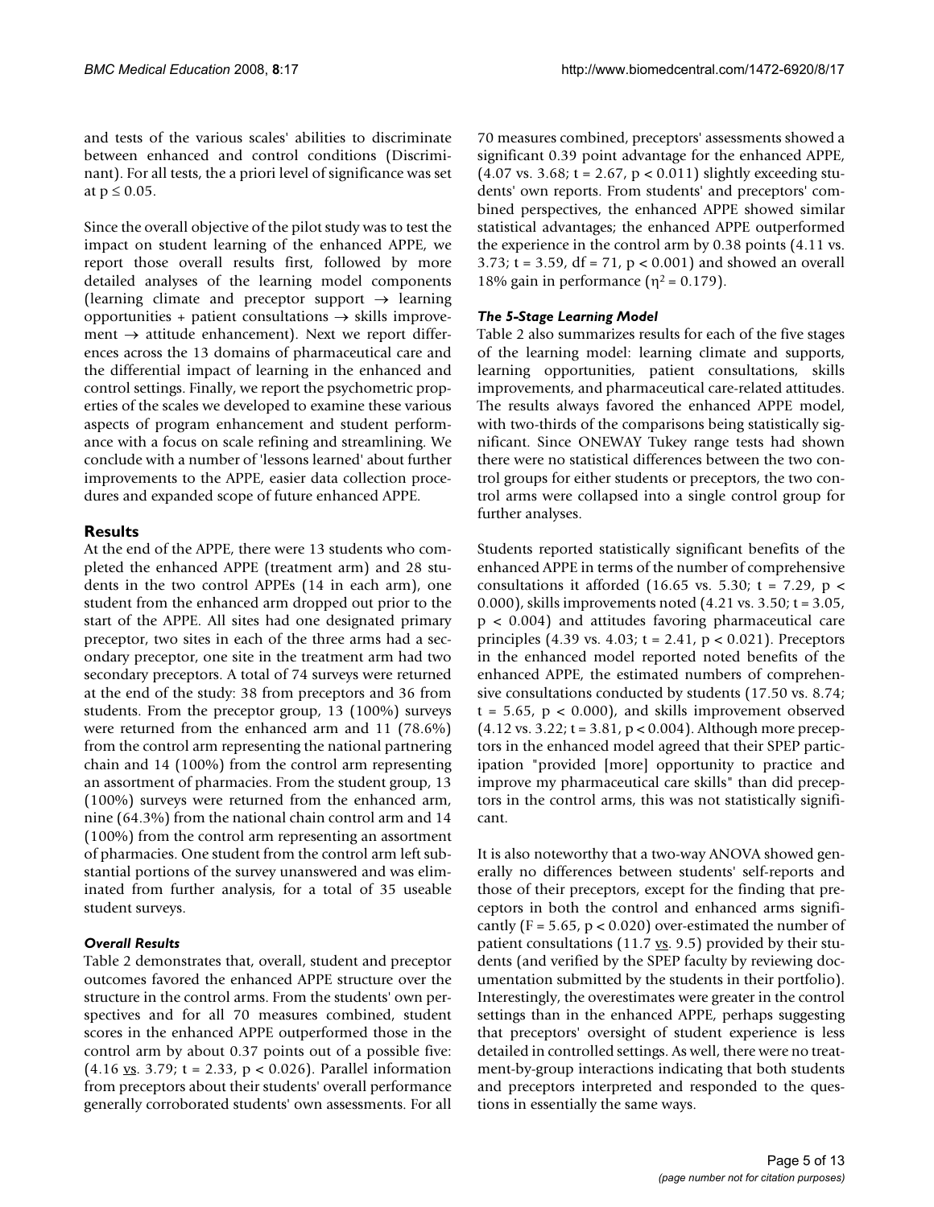and tests of the various scales' abilities to discriminate between enhanced and control conditions (Discriminant). For all tests, the a priori level of significance was set at $p \leq 0.05$.

Since the overall objective of the pilot study was to test the impact on student learning of the enhanced APPE, we report those overall results first, followed by more detailed analyses of the learning model components (learning climate and preceptor support → learning opportunities + patient consultations → skills improvement → attitude enhancement). Next we report differences across the 13 domains of pharmaceutical care and the differential impact of learning in the enhanced and control settings. Finally, we report the psychometric properties of the scales we developed to examine these various aspects of program enhancement and student performance with a focus on scale refining and streamlining. We conclude with a number of 'lessons learned' about further improvements to the APPE, easier data collection procedures and expanded scope of future enhanced APPE.

## Results

At the end of the APPE, there were 13 students who completed the enhanced APPE (treatment arm) and 28 students in the two control APPEs (14 in each arm), one student from the enhanced arm dropped out prior to the start of the APPE. All sites had one designated primary preceptor, two sites in each of the three arms had a secondary preceptor, one site in the treatment arm had two secondary preceptors. A total of 74 surveys were returned at the end of the study: 38 from preceptors and 36 from students. From the preceptor group, 13 (100%) surveys were returned from the enhanced arm and 11 (78.6%) from the control arm representing the national partnering chain and 14 (100%) from the control arm representing an assortment of pharmacies. From the student group, 13 (100%) surveys were returned from the enhanced arm, nine (64.3%) from the national chain control arm and 14 (100%) from the control arm representing an assortment of pharmacies. One student from the control arm left substantial portions of the survey unanswered and was eliminated from further analysis, for a total of 35 useable student surveys.

### *Overall Results*

Table 2 demonstrates that, overall, student and preceptor outcomes favored the enhanced APPE structure over the structure in the control arms. From the students' own perspectives and for all 70 measures combined, student scores in the enhanced APPE outperformed those in the control arm by about 0.37 points out of a possible five: (4.16 vs. 3.79; $t = 2.33$, $p < 0.026$). Parallel information from preceptors about their students' overall performance generally corroborated students' own assessments. For all 70 measures combined, preceptors' assessments showed a significant 0.39 point advantage for the enhanced APPE, (4.07 vs. 3.68; $t = 2.67$, $p < 0.011$) slightly exceeding students' own reports. From students' and preceptors' combined perspectives, the enhanced APPE showed similar statistical advantages; the enhanced APPE outperformed the experience in the control arm by 0.38 points (4.11 vs. 3.73; $t = 3.59$, $df = 71$, $p < 0.001$) and showed an overall 18% gain in performance ($\eta^2 = 0.179$).

### *The 5-Stage Learning Model*

Table 2 also summarizes results for each of the five stages of the learning model: learning climate and supports, learning opportunities, patient consultations, skills improvements, and pharmaceutical care-related attitudes. The results always favored the enhanced APPE model, with two-thirds of the comparisons being statistically significant. Since ONEWAY Tukey range tests had shown there were no statistical differences between the two control groups for either students or preceptors, the two control arms were collapsed into a single control group for further analyses.

Students reported statistically significant benefits of the enhanced APPE in terms of the number of comprehensive consultations it afforded (16.65 vs. 5.30; $t = 7.29$, $p < 0.000$), skills improvements noted (4.21 vs. 3.50; $t = 3.05$, $p < 0.004$) and attitudes favoring pharmaceutical care principles (4.39 vs. 4.03; $t = 2.41$, $p < 0.021$). Preceptors in the enhanced model reported noted benefits of the enhanced APPE, the estimated numbers of comprehensive consultations conducted by students (17.50 vs. 8.74; $t = 5.65$, $p < 0.000$), and skills improvement observed (4.12 vs. 3.22; $t = 3.81$, $p < 0.004$). Although more preceptors in the enhanced model agreed that their SPEP participation "provided [more] opportunity to practice and improve my pharmaceutical care skills" than did preceptors in the control arms, this was not statistically significant.

It is also noteworthy that a two-way ANOVA showed generally no differences between students' self-reports and those of their preceptors, except for the finding that preceptors in both the control and enhanced arms significantly ($F = 5.65$, $p < 0.020$) over-estimated the number of patient consultations (11.7 vs. 9.5) provided by their students (and verified by the SPEP faculty by reviewing documentation submitted by the students in their portfolio). Interestingly, the overestimates were greater in the control settings than in the enhanced APPE, perhaps suggesting that preceptors' oversight of student experience is less detailed in controlled settings. As well, there were no treatment-by-group interactions indicating that both students and preceptors interpreted and responded to the questions in essentially the same ways.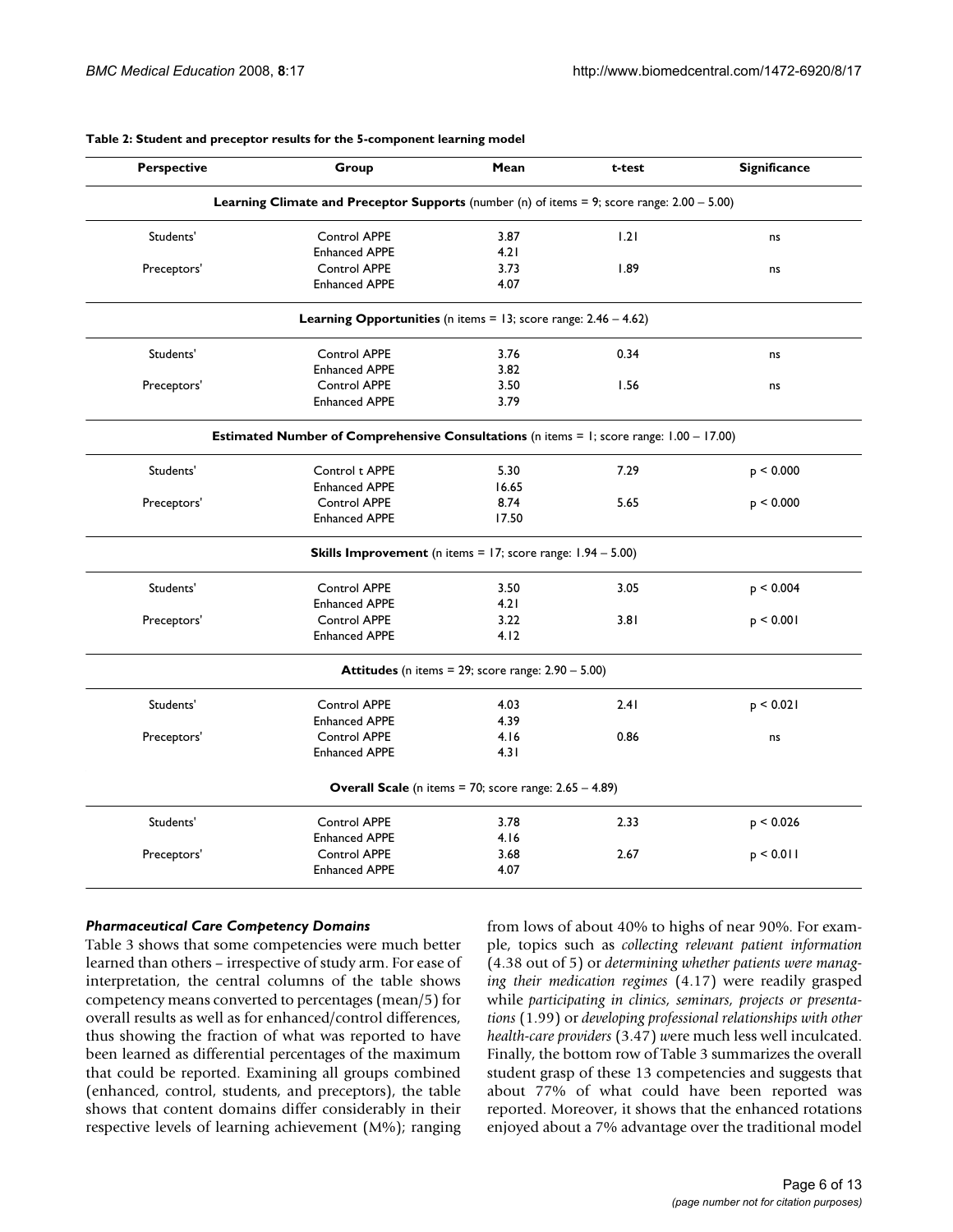**Table 2: Student and preceptor results for the 5-component learning model**

| Perspective | Group | Mean | t-test | Significance |
| --- | --- | --- | --- | --- |
| **Learning Climate and Preceptor Supports** (number (n) of items = 9; score range: 2.00 – 5.00) | | | | |
| Students' | Control APPE | 3.87 | 1.21 | ns |
| | Enhanced APPE | 4.21 | | |
| Preceptors' | Control APPE | 3.73 | 1.89 | ns |
| | Enhanced APPE | 4.07 | | |
| **Learning Opportunities** (n items = 13; score range: 2.46 – 4.62) | | | | |
| Students' | Control APPE | 3.76 | 0.34 | ns |
| | Enhanced APPE | 3.82 | | |
| Preceptors' | Control APPE | 3.50 | 1.56 | ns |
| | Enhanced APPE | 3.79 | | |
| **Estimated Number of Comprehensive Consultations** (n items = 1; score range: 1.00 – 17.00) | | | | |
| Students' | Control t APPE | 5.30 | 7.29 | $p < 0.000$ |
| | Enhanced APPE | 16.65 | | |
| Preceptors' | Control APPE | 8.74 | 5.65 | $p < 0.000$ |
| | Enhanced APPE | 17.50 | | |
| **Skills Improvement** (n items = 17; score range: 1.94 – 5.00) | | | | |
| Students' | Control APPE | 3.50 | 3.05 | $p < 0.004$ |
| | Enhanced APPE | 4.21 | | |
| Preceptors' | Control APPE | 3.22 | 3.81 | $p < 0.001$ |
| | Enhanced APPE | 4.12 | | |
| **Attitudes** (n items = 29; score range: 2.90 – 5.00) | | | | |
| Students' | Control APPE | 4.03 | 2.41 | $p < 0.021$ |
| | Enhanced APPE | 4.39 | | |
| Preceptors' | Control APPE | 4.16 | 0.86 | ns |
| | Enhanced APPE | 4.31 | | |
| **Overall Scale** (n items = 70; score range: 2.65 – 4.89) | | | | |
| Students' | Control APPE | 3.78 | 2.33 | $p < 0.026$ |
| | Enhanced APPE | 4.16 | | |
| Preceptors' | Control APPE | 3.68 | 2.67 | $p < 0.011$ |
| | Enhanced APPE | 4.07 | | |

### *Pharmaceutical Care Competency Domains*

Table 3 shows that some competencies were much better learned than others – irrespective of study arm. For ease of interpretation, the central columns of the table shows competency means converted to percentages (mean/5) for overall results as well as for enhanced/control differences, thus showing the fraction of what was reported to have been learned as differential percentages of the maximum that could be reported. Examining all groups combined (enhanced, control, students, and preceptors), the table shows that content domains differ considerably in their respective levels of learning achievement (M%); ranging from lows of about 40% to highs of near 90%. For example, topics such as *collecting relevant patient information* (4.38 out of 5) or *determining whether patients were managing their medication regimes* (4.17) were readily grasped while *participating in clinics, seminars, projects or presentations* (1.99) or *developing professional relationships with other health-care providers* (3.47) were much less well inculcated. Finally, the bottom row of Table 3 summarizes the overall student grasp of these 13 competencies and suggests that about 77% of what could have been reported was reported. Moreover, it shows that the enhanced rotations enjoyed about a 7% advantage over the traditional model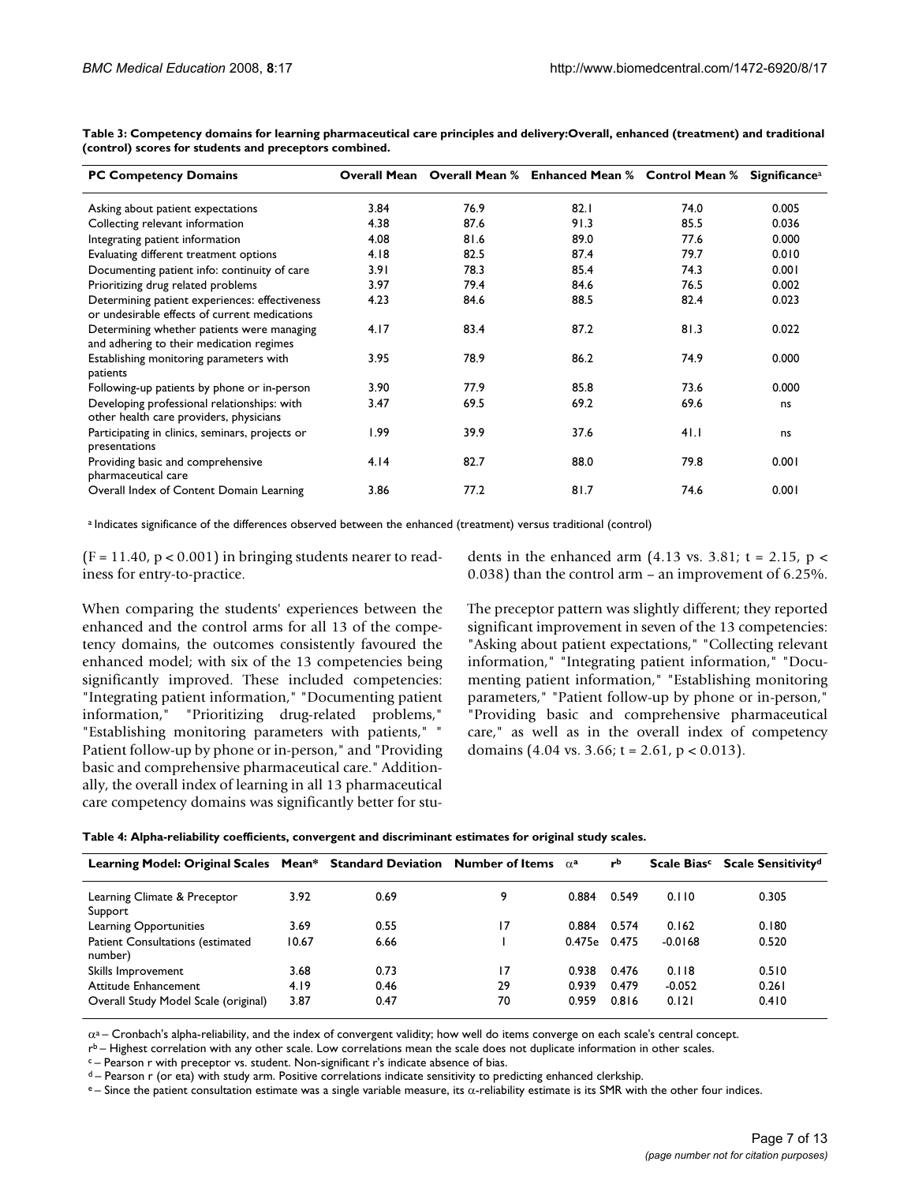**Table 3: Competency domains for learning pharmaceutical care principles and delivery:Overall, enhanced (treatment) and traditional (control) scores for students and preceptors combined.**

| PC Competency Domains | Overall Mean | Overall Mean % | Enhanced Mean % | Control Mean % | Significance[a] |
|---|---|---|---|---|---|
| Asking about patient expectations | 3.84 | 76.9 | 82.1 | 74.0 | 0.005 |
| Collecting relevant information | 4.38 | 87.6 | 91.3 | 85.5 | 0.036 |
| Integrating patient information | 4.08 | 81.6 | 89.0 | 77.6 | 0.000 |
| Evaluating different treatment options | 4.18 | 82.5 | 87.4 | 79.7 | 0.010 |
| Documenting patient info: continuity of care | 3.91 | 78.3 | 85.4 | 74.3 | 0.001 |
| Prioritizing drug related problems | 3.97 | 79.4 | 84.6 | 76.5 | 0.002 |
| Determining patient experiences: effectiveness or undesirable effects of current medications | 4.23 | 84.6 | 88.5 | 82.4 | 0.023 |
| Determining whether patients were managing and adhering to their medication regimes | 4.17 | 83.4 | 87.2 | 81.3 | 0.022 |
| Establishing monitoring parameters with patients | 3.95 | 78.9 | 86.2 | 74.9 | 0.000 |
| Following-up patients by phone or in-person | 3.90 | 77.9 | 85.8 | 73.6 | 0.000 |
| Developing professional relationships: with other health care providers, physicians | 3.47 | 69.5 | 69.2 | 69.6 | ns |
| Participating in clinics, seminars, projects or presentations | 1.99 | 39.9 | 37.6 | 41.1 | ns |
| Providing basic and comprehensive pharmaceutical care | 4.14 | 82.7 | 88.0 | 79.8 | 0.001 |
| Overall Index of Content Domain Learning | 3.86 | 77.2 | 81.7 | 74.6 | 0.001 |

[a] Indicates significance of the differences observed between the enhanced (treatment) versus traditional (control)

($F = 11.40$, $p < 0.001$) in bringing students nearer to readiness for entry-to-practice.

When comparing the students' experiences between the enhanced and the control arms for all 13 of the competency domains, the outcomes consistently favoured the enhanced model; with six of the 13 competencies being significantly improved. These included competencies: "Integrating patient information," "Documenting patient information," "Prioritizing drug-related problems," "Establishing monitoring parameters with patients," " Patient follow-up by phone or in-person," and "Providing basic and comprehensive pharmaceutical care." Additionally, the overall index of learning in all 13 pharmaceutical care competency domains was significantly better for students in the enhanced arm (4.13 vs. 3.81; $t = 2.15$, $p < 0.038$) than the control arm – an improvement of 6.25%.

The preceptor pattern was slightly different; they reported significant improvement in seven of the 13 competencies: "Asking about patient expectations," "Collecting relevant information," "Integrating patient information," "Documenting patient information," "Establishing monitoring parameters," "Patient follow-up by phone or in-person," "Providing basic and comprehensive pharmaceutical care," as well as in the overall index of competency domains (4.04 vs. 3.66; $t = 2.61$, $p < 0.013$).

**Table 4: Alpha-reliability coefficients, convergent and discriminant estimates for original study scales.**

| Learning Model: Original Scales | Mean* | Standard Deviation | Number of Items | $\alpha^a$ | $r^b$ | Scale Bias[c] | Scale Sensitivity[d] |
|---|---|---|---|---|---|---|---|
| Learning Climate & Preceptor Support | 3.92 | 0.69 | 9 | 0.884 | 0.549 | 0.110 | 0.305 |
| Learning Opportunities | 3.69 | 0.55 | 17 | 0.884 | 0.574 | 0.162 | 0.180 |
| Patient Consultations (estimated number) | 10.67 | 6.66 | 1 | 0.475e | 0.475 | -0.0168 | 0.520 |
| Skills Improvement | 3.68 | 0.73 | 17 | 0.938 | 0.476 | 0.118 | 0.510 |
| Attitude Enhancement | 4.19 | 0.46 | 29 | 0.939 | 0.479 | -0.052 | 0.261 |
| Overall Study Model Scale (original) | 3.87 | 0.47 | 70 | 0.959 | 0.816 | 0.121 | 0.410 |

$\alpha^a$ – Cronbach's alpha-reliability, and the index of convergent validity; how well do items converge on each scale's central concept.
$r^b$ – Highest correlation with any other scale. Low correlations mean the scale does not duplicate information in other scales.
[c] – Pearson r with preceptor vs. student. Non-significant r's indicate absence of bias.
[d] – Pearson r (or eta) with study arm. Positive correlations indicate sensitivity to predicting enhanced clerkship.
[e] – Since the patient consultation estimate was a single variable measure, its $\alpha$-reliability estimate is its SMR with the other four indices.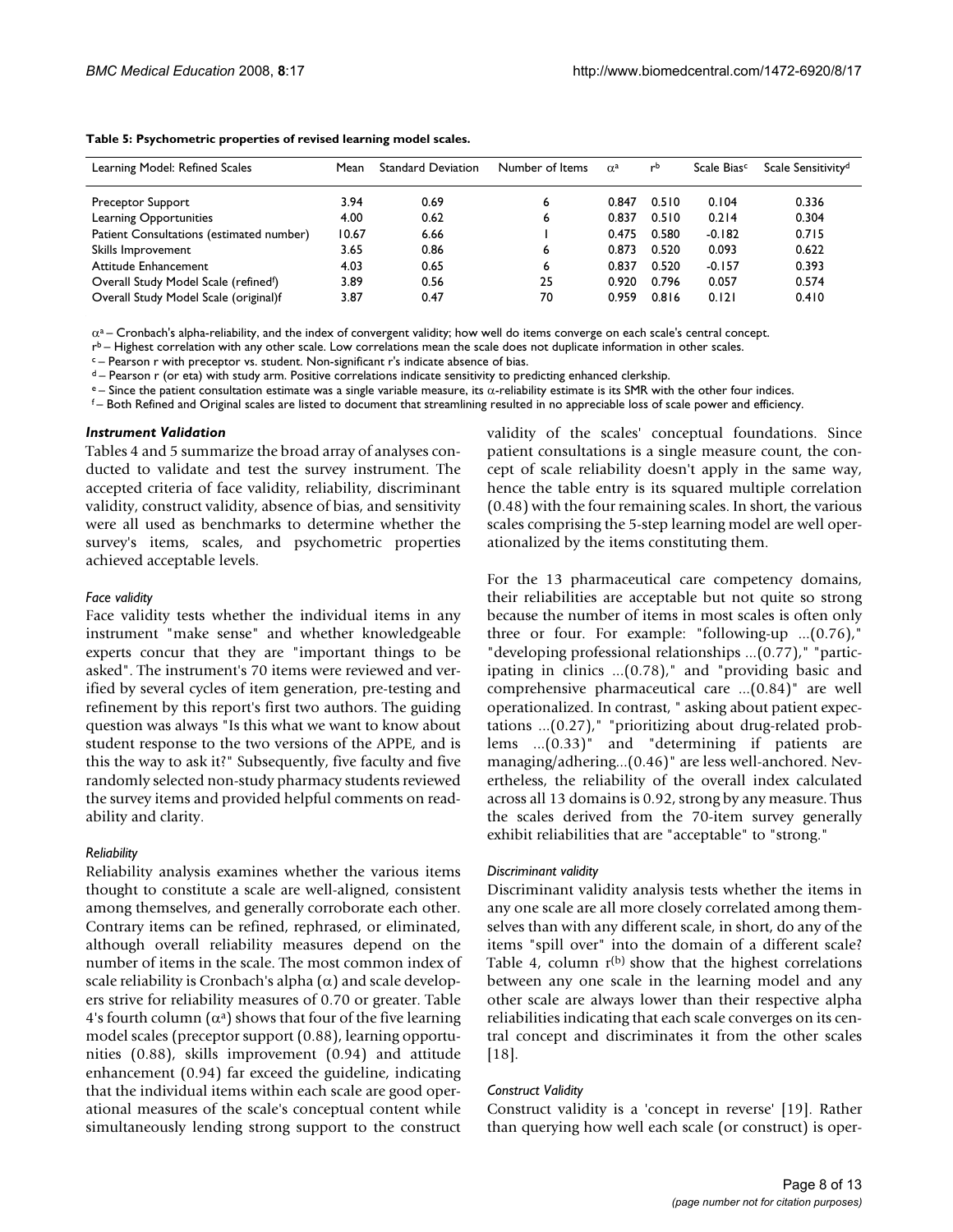**Table 5: Psychometric properties of revised learning model scales.**

| Learning Model: Refined Scales | Mean | Standard Deviation | Number of Items | $\alpha^a$ | $r^b$ | Scale Bias[c] | Scale Sensitivity[d] |
|---|---|---|---|---|---|---|---|
| Preceptor Support | 3.94 | 0.69 | 6 | 0.847 | 0.510 | 0.104 | 0.336 |
| Learning Opportunities | 4.00 | 0.62 | 6 | 0.837 | 0.510 | 0.214 | 0.304 |
| Patient Consultations (estimated number) | 10.67 | 6.66 | 1 | 0.475 | 0.580 | -0.182 | 0.715 |
| Skills Improvement | 3.65 | 0.86 | 6 | 0.873 | 0.520 | 0.093 | 0.622 |
| Attitude Enhancement | 4.03 | 0.65 | 6 | 0.837 | 0.520 | -0.157 | 0.393 |
| Overall Study Model Scale (refined[f]) | 3.89 | 0.56 | 25 | 0.920 | 0.796 | 0.057 | 0.574 |
| Overall Study Model Scale (original)f | 3.87 | 0.47 | 70 | 0.959 | 0.816 | 0.121 | 0.410 |

$\alpha^a$ – Cronbach's alpha-reliability, and the index of convergent validity; how well do items converge on each scale's central concept.
$r^b$ – Highest correlation with any other scale. Low correlations mean the scale does not duplicate information in other scales.
[c] – Pearson r with preceptor vs. student. Non-significant r's indicate absence of bias.
[d] – Pearson r (or eta) with study arm. Positive correlations indicate sensitivity to predicting enhanced clerkship.
[e] – Since the patient consultation estimate was a single variable measure, its $\alpha$-reliability estimate is its SMR with the other four indices.
[f] – Both Refined and Original scales are listed to document that streamlining resulted in no appreciable loss of scale power and efficiency.

### *Instrument Validation*

Tables 4 and 5 summarize the broad array of analyses conducted to validate and test the survey instrument. The accepted criteria of face validity, reliability, discriminant validity, construct validity, absence of bias, and sensitivity were all used as benchmarks to determine whether the survey's items, scales, and psychometric properties achieved acceptable levels.

#### *Face validity*

Face validity tests whether the individual items in any instrument "make sense" and whether knowledgeable experts concur that they are "important things to be asked". The instrument's 70 items were reviewed and verified by several cycles of item generation, pre-testing and refinement by this report's first two authors. The guiding question was always "Is this what we want to know about student response to the two versions of the APPE, and is this the way to ask it?" Subsequently, five faculty and five randomly selected non-study pharmacy students reviewed the survey items and provided helpful comments on readability and clarity.

#### *Reliability*

Reliability analysis examines whether the various items thought to constitute a scale are well-aligned, consistent among themselves, and generally corroborate each other. Contrary items can be refined, rephrased, or eliminated, although overall reliability measures depend on the number of items in the scale. The most common index of scale reliability is Cronbach's alpha ($\alpha$) and scale developers strive for reliability measures of 0.70 or greater. Table 4's fourth column ($\alpha^a$) shows that four of the five learning model scales (preceptor support (0.88), learning opportunities (0.88), skills improvement (0.94) and attitude enhancement (0.94) far exceed the guideline, indicating that the individual items within each scale are good operational measures of the scale's conceptual content while simultaneously lending strong support to the construct validity of the scales' conceptual foundations. Since patient consultations is a single measure count, the concept of scale reliability doesn't apply in the same way, hence the table entry is its squared multiple correlation (0.48) with the four remaining scales. In short, the various scales comprising the 5-step learning model are well operationalized by the items constituting them.

For the 13 pharmaceutical care competency domains, their reliabilities are acceptable but not quite so strong because the number of items in most scales is often only three or four. For example: "following-up ...(0.76)," "developing professional relationships ...(0.77)," "participating in clinics ...(0.78)," and "providing basic and comprehensive pharmaceutical care ...(0.84)" are well operationalized. In contrast, " asking about patient expectations ...(0.27)," "prioritizing about drug-related problems ...(0.33)" and "determining if patients are managing/adhering...(0.46)" are less well-anchored. Nevertheless, the reliability of the overall index calculated across all 13 domains is 0.92, strong by any measure. Thus the scales derived from the 70-item survey generally exhibit reliabilities that are "acceptable" to "strong."

#### *Discriminant validity*

Discriminant validity analysis tests whether the items in any one scale are all more closely correlated among themselves than with any different scale, in short, do any of the items "spill over" into the domain of a different scale? Table 4, column $r^{(b)}$ show that the highest correlations between any one scale in the learning model and any other scale are always lower than their respective alpha reliabilities indicating that each scale converges on its central concept and discriminates it from the other scales [18].

#### *Construct Validity*

Construct validity is a 'concept in reverse' [19]. Rather than querying how well each scale (or construct) is oper-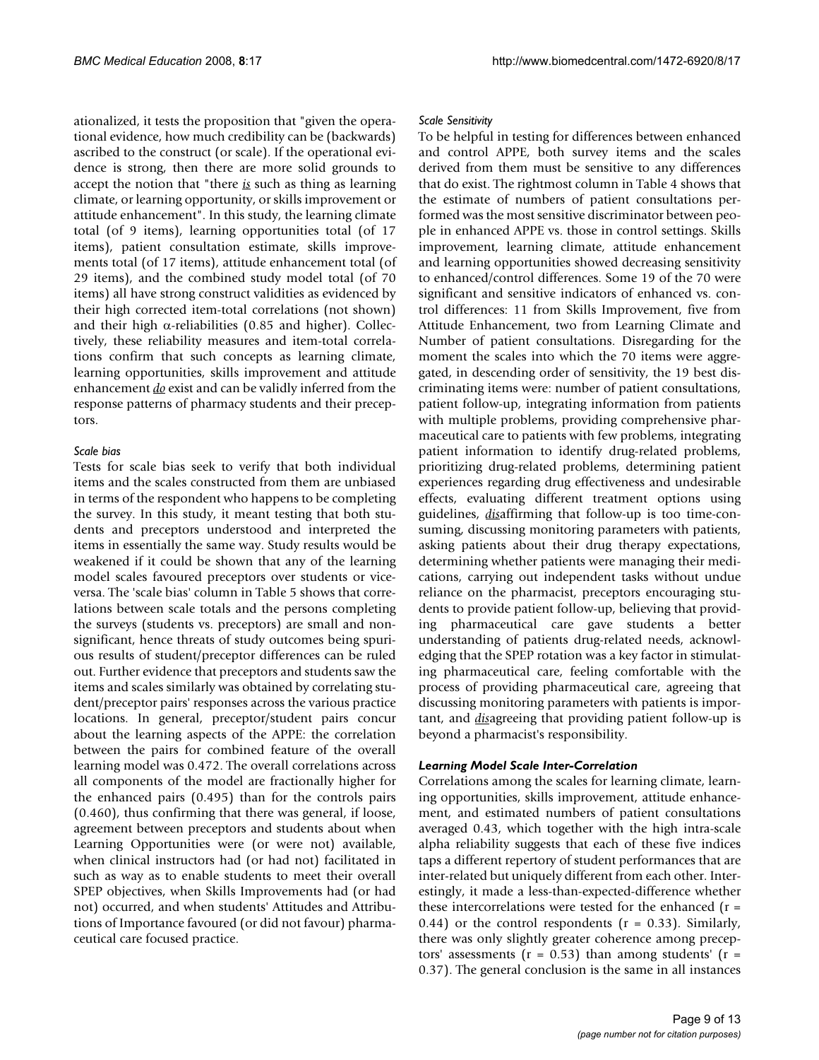ationalized, it tests the proposition that "given the operational evidence, how much credibility can be (backwards) ascribed to the construct (or scale). If the operational evidence is strong, then there are more solid grounds to accept the notion that "there *is* such as thing as learning climate, or learning opportunity, or skills improvement or attitude enhancement". In this study, the learning climate total (of 9 items), learning opportunities total (of 17 items), patient consultation estimate, skills improvements total (of 17 items), attitude enhancement total (of 29 items), and the combined study model total (of 70 items) all have strong construct validities as evidenced by their high corrected item-total correlations (not shown) and their high $\alpha$-reliabilities (0.85 and higher). Collectively, these reliability measures and item-total correlations confirm that such concepts as learning climate, learning opportunities, skills improvement and attitude enhancement *do* exist and can be validly inferred from the response patterns of pharmacy students and their preceptors.

#### *Scale bias*

Tests for scale bias seek to verify that both individual items and the scales constructed from them are unbiased in terms of the respondent who happens to be completing the survey. In this study, it meant testing that both students and preceptors understood and interpreted the items in essentially the same way. Study results would be weakened if it could be shown that any of the learning model scales favoured preceptors over students or vice-versa. The 'scale bias' column in Table 5 shows that correlations between scale totals and the persons completing the surveys (students vs. preceptors) are small and non-significant, hence threats of study outcomes being spurious results of student/preceptor differences can be ruled out. Further evidence that preceptors and students saw the items and scales similarly was obtained by correlating student/preceptor pairs' responses across the various practice locations. In general, preceptor/student pairs concur about the learning aspects of the APPE: the correlation between the pairs for combined feature of the overall learning model was 0.472. The overall correlations across all components of the model are fractionally higher for the enhanced pairs (0.495) than for the controls pairs (0.460), thus confirming that there was general, if loose, agreement between preceptors and students about when Learning Opportunities were (or were not) available, when clinical instructors had (or had not) facilitated in such as way as to enable students to meet their overall SPEP objectives, when Skills Improvements had (or had not) occurred, and when students' Attitudes and Attributions of Importance favoured (or did not favour) pharmaceutical care focused practice.

#### *Scale Sensitivity*

To be helpful in testing for differences between enhanced and control APPE, both survey items and the scales derived from them must be sensitive to any differences that do exist. The rightmost column in Table 4 shows that the estimate of numbers of patient consultations performed was the most sensitive discriminator between people in enhanced APPE vs. those in control settings. Skills improvement, learning climate, attitude enhancement and learning opportunities showed decreasing sensitivity to enhanced/control differences. Some 19 of the 70 were significant and sensitive indicators of enhanced vs. control differences: 11 from Skills Improvement, five from Attitude Enhancement, two from Learning Climate and Number of patient consultations. Disregarding for the moment the scales into which the 70 items were aggregated, in descending order of sensitivity, the 19 best discriminating items were: number of patient consultations, patient follow-up, integrating information from patients with multiple problems, providing comprehensive pharmaceutical care to patients with few problems, integrating patient information to identify drug-related problems, prioritizing drug-related problems, determining patient experiences regarding drug effectiveness and undesirable effects, evaluating different treatment options using guidelines, *dis*affirming that follow-up is too time-consuming, discussing monitoring parameters with patients, asking patients about their drug therapy expectations, determining whether patients were managing their medications, carrying out independent tasks without undue reliance on the pharmacist, preceptors encouraging students to provide patient follow-up, believing that providing pharmaceutical care gave students a better understanding of patients drug-related needs, acknowledging that the SPEP rotation was a key factor in stimulating pharmaceutical care, feeling comfortable with the process of providing pharmaceutical care, agreeing that discussing monitoring parameters with patients is important, and *dis*agreeing that providing patient follow-up is beyond a pharmacist's responsibility.

### *Learning Model Scale Inter-Correlation*

Correlations among the scales for learning climate, learning opportunities, skills improvement, attitude enhancement, and estimated numbers of patient consultations averaged 0.43, which together with the high intra-scale alpha reliability suggests that each of these five indices taps a different repertory of student performances that are inter-related but uniquely different from each other. Interestingly, it made a less-than-expected-difference whether these intercorrelations were tested for the enhanced ($r = 0.44$) or the control respondents ($r = 0.33$). Similarly, there was only slightly greater coherence among preceptors' assessments ($r = 0.53$) than among students' ($r = 0.37$). The general conclusion is the same in all instances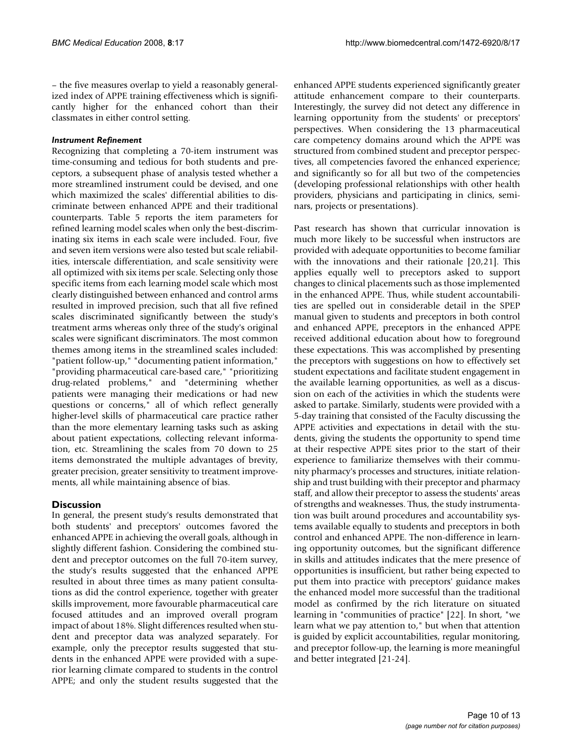– the five measures overlap to yield a reasonably generalized index of APPE training effectiveness which is significantly higher for the enhanced cohort than their classmates in either control setting.

#### *Instrument Refinement*

Recognizing that completing a 70-item instrument was time-consuming and tedious for both students and preceptors, a subsequent phase of analysis tested whether a more streamlined instrument could be devised, and one which maximized the scales' differential abilities to discriminate between enhanced APPE and their traditional counterparts. Table 5 reports the item parameters for refined learning model scales when only the best-discriminating six items in each scale were included. Four, five and seven item versions were also tested but scale reliabilities, interscale differentiation, and scale sensitivity were all optimized with six items per scale. Selecting only those specific items from each learning model scale which most clearly distinguished between enhanced and control arms resulted in improved precision, such that all five refined scales discriminated significantly between the study's treatment arms whereas only three of the study's original scales were significant discriminators. The most common themes among items in the streamlined scales included: "patient follow-up," "documenting patient information," "providing pharmaceutical care-based care," "prioritizing drug-related problems," and "determining whether patients were managing their medications or had new questions or concerns," all of which reflect generally higher-level skills of pharmaceutical care practice rather than the more elementary learning tasks such as asking about patient expectations, collecting relevant information, etc. Streamlining the scales from 70 down to 25 items demonstrated the multiple advantages of brevity, greater precision, greater sensitivity to treatment improvements, all while maintaining absence of bias.

## Discussion

In general, the present study's results demonstrated that both students' and preceptors' outcomes favored the enhanced APPE in achieving the overall goals, although in slightly different fashion. Considering the combined student and preceptor outcomes on the full 70-item survey, the study's results suggested that the enhanced APPE resulted in about three times as many patient consultations as did the control experience, together with greater skills improvement, more favourable pharmaceutical care focused attitudes and an improved overall program impact of about 18%. Slight differences resulted when student and preceptor data was analyzed separately. For example, only the preceptor results suggested that students in the enhanced APPE were provided with a superior learning climate compared to students in the control APPE; and only the student results suggested that the enhanced APPE students experienced significantly greater attitude enhancement compare to their counterparts. Interestingly, the survey did not detect any difference in learning opportunity from the students' or preceptors' perspectives. When considering the 13 pharmaceutical care competency domains around which the APPE was structured from combined student and preceptor perspectives, all competencies favored the enhanced experience; and significantly so for all but two of the competencies (developing professional relationships with other health providers, physicians and participating in clinics, seminars, projects or presentations).

Past research has shown that curricular innovation is much more likely to be successful when instructors are provided with adequate opportunities to become familiar with the innovations and their rationale [20,21]. This applies equally well to preceptors asked to support changes to clinical placements such as those implemented in the enhanced APPE. Thus, while student accountabilities are spelled out in considerable detail in the SPEP manual given to students and preceptors in both control and enhanced APPE, preceptors in the enhanced APPE received additional education about how to foreground these expectations. This was accomplished by presenting the preceptors with suggestions on how to effectively set student expectations and facilitate student engagement in the available learning opportunities, as well as a discussion on each of the activities in which the students were asked to partake. Similarly, students were provided with a 5-day training that consisted of the Faculty discussing the APPE activities and expectations in detail with the students, giving the students the opportunity to spend time at their respective APPE sites prior to the start of their experience to familiarize themselves with their community pharmacy's processes and structures, initiate relationship and trust building with their preceptor and pharmacy staff, and allow their preceptor to assess the students' areas of strengths and weaknesses. Thus, the study instrumentation was built around procedures and accountability systems available equally to students and preceptors in both control and enhanced APPE. The non-difference in learning opportunity outcomes, but the significant difference in skills and attitudes indicates that the mere presence of opportunities is insufficient, but rather being expected to put them into practice with preceptors' guidance makes the enhanced model more successful than the traditional model as confirmed by the rich literature on situated learning in "communities of practice" [22]. In short, "we learn what we pay attention to," but when that attention is guided by explicit accountabilities, regular monitoring, and preceptor follow-up, the learning is more meaningful and better integrated [21-24].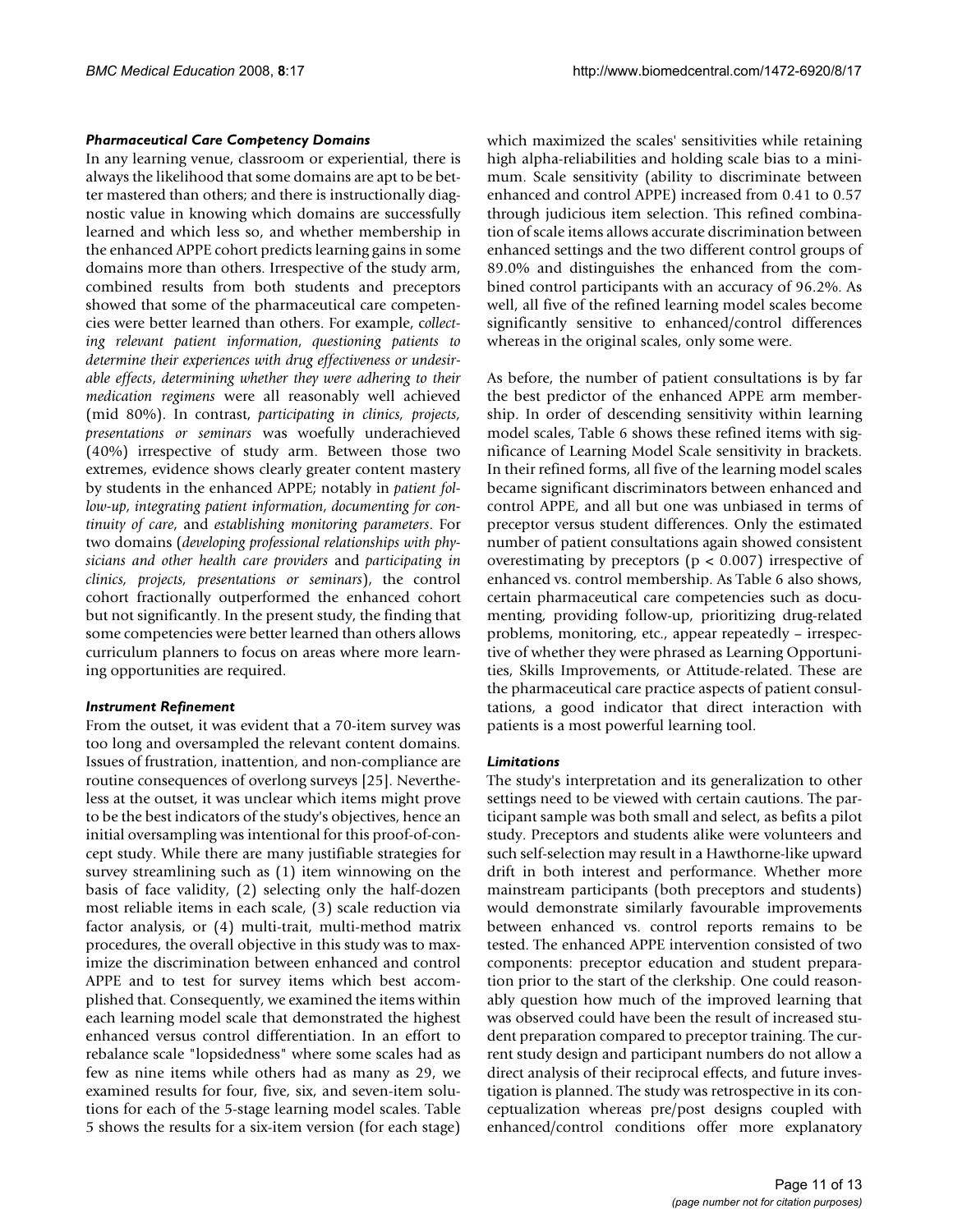### *Pharmaceutical Care Competency Domains*

In any learning venue, classroom or experiential, there is always the likelihood that some domains are apt to be better mastered than others; and there is instructionally diagnostic value in knowing which domains are successfully learned and which less so, and whether membership in the enhanced APPE cohort predicts learning gains in some domains more than others. Irrespective of the study arm, combined results from both students and preceptors showed that some of the pharmaceutical care competencies were better learned than others. For example, *collecting relevant patient information*, *questioning patients to determine their experiences with drug effectiveness or undesirable effects*, *determining whether they were adhering to their medication regimens* were all reasonably well achieved (mid 80%). In contrast, *participating in clinics, projects, presentations or seminars* was woefully underachieved (40%) irrespective of study arm. Between those two extremes, evidence shows clearly greater content mastery by students in the enhanced APPE; notably in *patient follow-up*, *integrating patient information*, *documenting for continuity of care*, and *establishing monitoring parameters*. For two domains (*developing professional relationships with physicians and other health care providers* and *participating in clinics, projects, presentations or seminars*), the control cohort fractionally outperformed the enhanced cohort but not significantly. In the present study, the finding that some competencies were better learned than others allows curriculum planners to focus on areas where more learning opportunities are required.

### *Instrument Refinement*

From the outset, it was evident that a 70-item survey was too long and oversampled the relevant content domains. Issues of frustration, inattention, and non-compliance are routine consequences of overlong surveys [25]. Nevertheless at the outset, it was unclear which items might prove to be the best indicators of the study's objectives, hence an initial oversampling was intentional for this proof-of-concept study. While there are many justifiable strategies for survey streamlining such as (1) item winnowing on the basis of face validity, (2) selecting only the half-dozen most reliable items in each scale, (3) scale reduction via factor analysis, or (4) multi-trait, multi-method matrix procedures, the overall objective in this study was to maximize the discrimination between enhanced and control APPE and to test for survey items which best accomplished that. Consequently, we examined the items within each learning model scale that demonstrated the highest enhanced versus control differentiation. In an effort to rebalance scale "lopsidedness" where some scales had as few as nine items while others had as many as 29, we examined results for four, five, six, and seven-item solutions for each of the 5-stage learning model scales. Table 5 shows the results for a six-item version (for each stage) which maximized the scales' sensitivities while retaining high alpha-reliabilities and holding scale bias to a minimum. Scale sensitivity (ability to discriminate between enhanced and control APPE) increased from 0.41 to 0.57 through judicious item selection. This refined combination of scale items allows accurate discrimination between enhanced settings and the two different control groups of 89.0% and distinguishes the enhanced from the combined control participants with an accuracy of 96.2%. As well, all five of the refined learning model scales become significantly sensitive to enhanced/control differences whereas in the original scales, only some were.

As before, the number of patient consultations is by far the best predictor of the enhanced APPE arm membership. In order of descending sensitivity within learning model scales, Table 6 shows these refined items with significance of Learning Model Scale sensitivity in brackets. In their refined forms, all five of the learning model scales became significant discriminators between enhanced and control APPE, and all but one was unbiased in terms of preceptor versus student differences. Only the estimated number of patient consultations again showed consistent overestimating by preceptors ($p < 0.007$) irrespective of enhanced vs. control membership. As Table 6 also shows, certain pharmaceutical care competencies such as documenting, providing follow-up, prioritizing drug-related problems, monitoring, etc., appear repeatedly – irrespective of whether they were phrased as Learning Opportunities, Skills Improvements, or Attitude-related. These are the pharmaceutical care practice aspects of patient consultations, a good indicator that direct interaction with patients is a most powerful learning tool.

### *Limitations*

The study's interpretation and its generalization to other settings need to be viewed with certain cautions. The participant sample was both small and select, as befits a pilot study. Preceptors and students alike were volunteers and such self-selection may result in a Hawthorne-like upward drift in both interest and performance. Whether more mainstream participants (both preceptors and students) would demonstrate similarly favourable improvements between enhanced vs. control reports remains to be tested. The enhanced APPE intervention consisted of two components: preceptor education and student preparation prior to the start of the clerkship. One could reasonably question how much of the improved learning that was observed could have been the result of increased student preparation compared to preceptor training. The current study design and participant numbers do not allow a direct analysis of their reciprocal effects, and future investigation is planned. The study was retrospective in its conceptualization whereas pre/post designs coupled with enhanced/control conditions offer more explanatory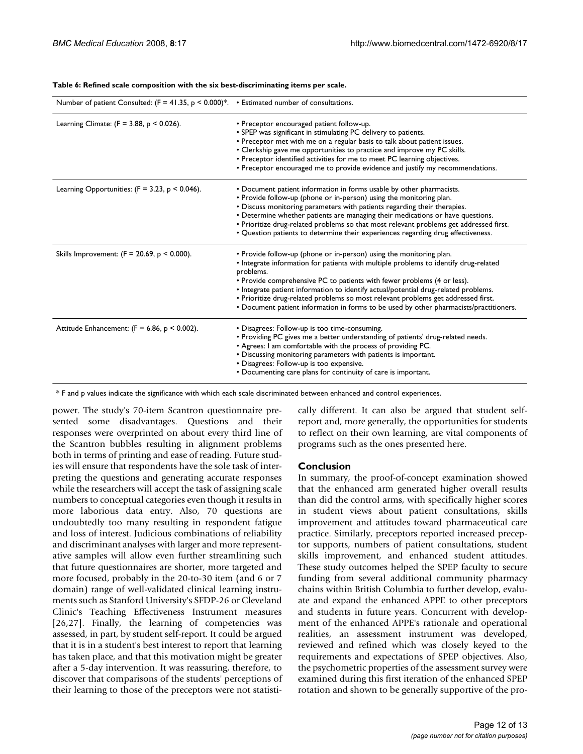**Table 6: Refined scale composition with the six best-discriminating items per scale.**

| Scale | Items |
|---|---|
| Number of patient Consulted: ($F = 41.35$, $p < 0.000$)*. | • Estimated number of consultations. |
| Learning Climate: ($F = 3.88$, $p < 0.026$). | • Preceptor encouraged patient follow-up.<br>• SPEP was significant in stimulating PC delivery to patients.<br>• Preceptor met with me on a regular basis to talk about patient issues.<br>• Clerkship gave me opportunities to practice and improve my PC skills.<br>• Preceptor identified activities for me to meet PC learning objectives.<br>• Preceptor encouraged me to provide evidence and justify my recommendations. |
| Learning Opportunities: ($F = 3.23$, $p < 0.046$). | • Document patient information in forms usable by other pharmacists.<br>• Provide follow-up (phone or in-person) using the monitoring plan.<br>• Discuss monitoring parameters with patients regarding their therapies.<br>• Determine whether patients are managing their medications or have questions.<br>• Prioritize drug-related problems so that most relevant problems get addressed first.<br>• Question patients to determine their experiences regarding drug effectiveness. |
| Skills Improvement: ($F = 20.69$, $p < 0.000$). | • Provide follow-up (phone or in-person) using the monitoring plan.<br>• Integrate information for patients with multiple problems to identify drug-related problems.<br>• Provide comprehensive PC to patients with fewer problems (4 or less).<br>• Integrate patient information to identify actual/potential drug-related problems.<br>• Prioritize drug-related problems so most relevant problems get addressed first.<br>• Document patient information in forms to be used by other pharmacists/practitioners. |
| Attitude Enhancement: ($F = 6.86$, $p < 0.002$). | • Disagrees: Follow-up is too time-consuming.<br>• Providing PC gives me a better understanding of patients' drug-related needs.<br>• Agrees: I am comfortable with the process of providing PC.<br>• Discussing monitoring parameters with patients is important.<br>• Disagrees: Follow-up is too expensive.<br>• Documenting care plans for continuity of care is important. |

* F and p values indicate the significance with which each scale discriminated between enhanced and control experiences.

power. The study's 70-item Scantron questionnaire presented some disadvantages. Questions and their responses were overprinted on about every third line of the Scantron bubbles resulting in alignment problems both in terms of printing and ease of reading. Future studies will ensure that respondents have the sole task of interpreting the questions and generating accurate responses while the researchers will accept the task of assigning scale numbers to conceptual categories even though it results in more laborious data entry. Also, 70 questions are undoubtedly too many resulting in respondent fatigue and loss of interest. Judicious combinations of reliability and discriminant analyses with larger and more representative samples will allow even further streamlining such that future questionnaires are shorter, more targeted and more focused, probably in the 20-to-30 item (and 6 or 7 domain) range of well-validated clinical learning instruments such as Stanford University's SFDP-26 or Cleveland Clinic's Teaching Effectiveness Instrument measures [26,27]. Finally, the learning of competencies was assessed, in part, by student self-report. It could be argued that it is in a student's best interest to report that learning has taken place, and that this motivation might be greater after a 5-day intervention. It was reassuring, therefore, to discover that comparisons of the students' perceptions of their learning to those of the preceptors were not statistically different. It can also be argued that student self-report and, more generally, the opportunities for students to reflect on their own learning, are vital components of programs such as the ones presented here.

## Conclusion

In summary, the proof-of-concept examination showed that the enhanced arm generated higher overall results than did the control arms, with specifically higher scores in student views about patient consultations, skills improvement and attitudes toward pharmaceutical care practice. Similarly, preceptors reported increased preceptor supports, numbers of patient consultations, student skills improvement, and enhanced student attitudes. These study outcomes helped the SPEP faculty to secure funding from several additional community pharmacy chains within British Columbia to further develop, evaluate and expand the enhanced APPE to other preceptors and students in future years. Concurrent with development of the enhanced APPE's rationale and operational realities, an assessment instrument was developed, reviewed and refined which was closely keyed to the requirements and expectations of SPEP objectives. Also, the psychometric properties of the assessment survey were examined during this first iteration of the enhanced SPEP rotation and shown to be generally supportive of the pro-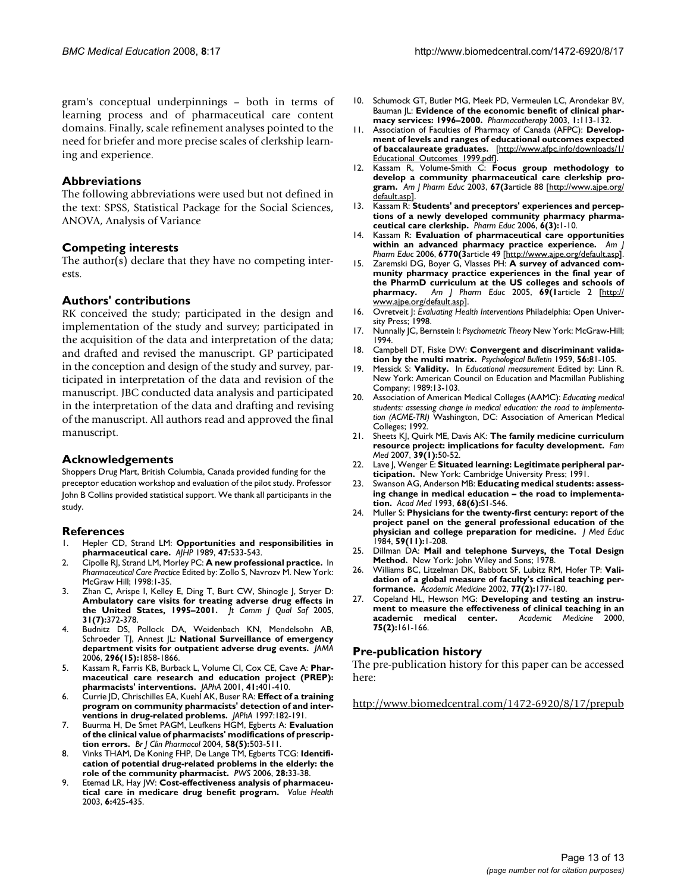gram's conceptual underpinnings – both in terms of learning process and of pharmaceutical care content domains. Finally, scale refinement analyses pointed to the need for briefer and more precise scales of clerkship learning and experience.

## Abbreviations

The following abbreviations were used but not defined in the text: SPSS, Statistical Package for the Social Sciences, ANOVA, Analysis of Variance

## Competing interests

The author(s) declare that they have no competing interests.

## Authors' contributions

RK conceived the study; participated in the design and implementation of the study and survey; participated in the acquisition of the data and interpretation of the data; and drafted and revised the manuscript. GP participated in the conception and design of the study and survey, participated in interpretation of the data and revision of the manuscript. JBC conducted data analysis and participated in the interpretation of the data and drafting and revising of the manuscript. All authors read and approved the final manuscript.

## Acknowledgements

Shoppers Drug Mart, British Columbia, Canada provided funding for the preceptor education workshop and evaluation of the pilot study. Professor John B Collins provided statistical support. We thank all participants in the study.

## References

1. Hepler CD, Strand LM: **Opportunities and responsibilities in pharmaceutical care.** *AJHP* 1989, **47:**533-543.
2. Cipolle RJ, Strand LM, Morley PC: **A new professional practice.** In *Pharmaceutical Care Practice* Edited by: Zollo S, Navrozv M. New York: McGraw Hill; 1998:1-35.
3. Zhan C, Arispe I, Kelley E, Ding T, Burt CW, Shinogle J, Stryer D: **Ambulatory care visits for treating adverse drug effects in the United States, 1995–2001.** *Jt Comm J Qual Saf* 2005, **31(7):**372-378.
4. Budnitz DS, Pollock DA, Weidenbach KN, Mendelsohn AB, Schroeder TJ, Annest JL: **National Surveillance of emergency department visits for outpatient adverse drug events.** *JAMA* 2006, **296(15):**1858-1866.
5. Kassam R, Farris KB, Burback L, Volume CI, Cox CE, Cave A: **Pharmaceutical care research and education project (PREP): pharmacists' interventions.** *JAPhA* 2001, **41:**401-410.
6. Currie JD, Chrischilles EA, Kuehl AK, Buser RA: **Effect of a training program on community pharmacists' detection of and interventions in drug-related problems.** *JAPhA* 1997:182-191.
7. Buurma H, De Smet PAGM, Leufkens HGM, Egberts A: **Evaluation of the clinical value of pharmacists' modifications of prescription errors.** *Br J Clin Pharmacol* 2004, **58(5):**503-511.
8. Vinks THAM, De Koning FHP, De Lange TM, Egberts TCG: **Identification of potential drug-related problems in the elderly: the role of the community pharmacist.** *PWS* 2006, **28:**33-38.
9. Etemad LR, Hay JW: **Cost-effectiveness analysis of pharmaceutical care in medicare drug benefit program.** *Value Health* 2003, **6:**425-435.
10. Schumock GT, Butler MG, Meek PD, Vermeulen LC, Arondekar BV, Bauman JL: **Evidence of the economic benefit of clinical pharmacy services: 1996–2000.** *Pharmacotherapy* 2003, **1:**113-132.
11. Association of Faculties of Pharmacy of Canada (AFPC): **Development of levels and ranges of educational outcomes expected of baccalaureate graduates.** [http://www.afpc.info/downloads/1/Educational_Outcomes_1999.pdf].
12. Kassam R, Volume-Smith C: **Focus group methodology to develop a community pharmaceutical care clerkship program.** *Am J Pharm Educ* 2003, **67(3**article 88 [http://www.ajpe.org/default.asp].
13. Kassam R: **Students' and preceptors' experiences and perceptions of a newly developed community pharmacy pharmaceutical care clerkship.** *Pharm Educ* 2006, **6(3):**1-10.
14. Kassam R: **Evaluation of pharmaceutical care opportunities within an advanced pharmacy practice experience.** *Am J Pharm Educ* 2006, **6770(3**article 49 [http://www.ajpe.org/default.asp].
15. Zaremski DG, Boyer G, Vlasses PH: **A survey of advanced community pharmacy practice experiences in the final year of the PharmD curriculum at the US colleges and schools of pharmacy.** *Am J Pharm Educ* 2005, **69(1**article 2 [http://www.ajpe.org/default.asp].
16. Ovretveit J: *Evaluating Health Interventions* Philadelphia: Open University Press; 1998.
17. Nunnally JC, Bernstein I: *Psychometric Theory* New York: McGraw-Hill; 1994.
18. Campbell DT, Fiske DW: **Convergent and discriminant validation by the multi matrix.** *Psychological Bulletin* 1959, **56:**81-105.
19. Messick S: **Validity.** In *Educational measurement* Edited by: Linn R. New York: American Council on Education and Macmillan Publishing Company; 1989:13-103.
20. Association of American Medical Colleges (AAMC): *Educating medical students: assessing change in medical education: the road to implementation (ACME-TRI)* Washington, DC: Association of American Medical Colleges; 1992.
21. Sheets KJ, Quirk ME, Davis AK: **The family medicine curriculum resource project: implications for faculty development.** *Fam Med* 2007, **39(1):**50-52.
22. Lave J, Wenger E: **Situated learning: Legitimate peripheral participation.** New York: Cambridge University Press; 1991.
23. Swanson AG, Anderson MB: **Educating medical students: assessing change in medical education – the road to implementation.** *Acad Med* 1993, **68(6):**S1-S46.
24. Muller S: **Physicians for the twenty-first century: report of the project panel on the general professional education of the physician and college preparation for medicine.** *J Med Educ* 1984, **59(11):**1-208.
25. Dillman DA: **Mail and telephone Surveys, the Total Design Method.** New York: John Wiley and Sons; 1978.
26. Williams BC, Litzelman DK, Babbott SF, Lubitz RM, Hofer TP: **Validation of a global measure of faculty's clinical teaching performance.** *Academic Medicine* 2002, **77(2):**177-180.
27. Copeland HL, Hewson MG: **Developing and testing an instrument to measure the effectiveness of clinical teaching in an academic medical center.** *Academic Medicine* 2000, **75(2):**161-166.

## Pre-publication history

The pre-publication history for this paper can be accessed here:

http://www.biomedcentral.com/1472-6920/8/17/prepub